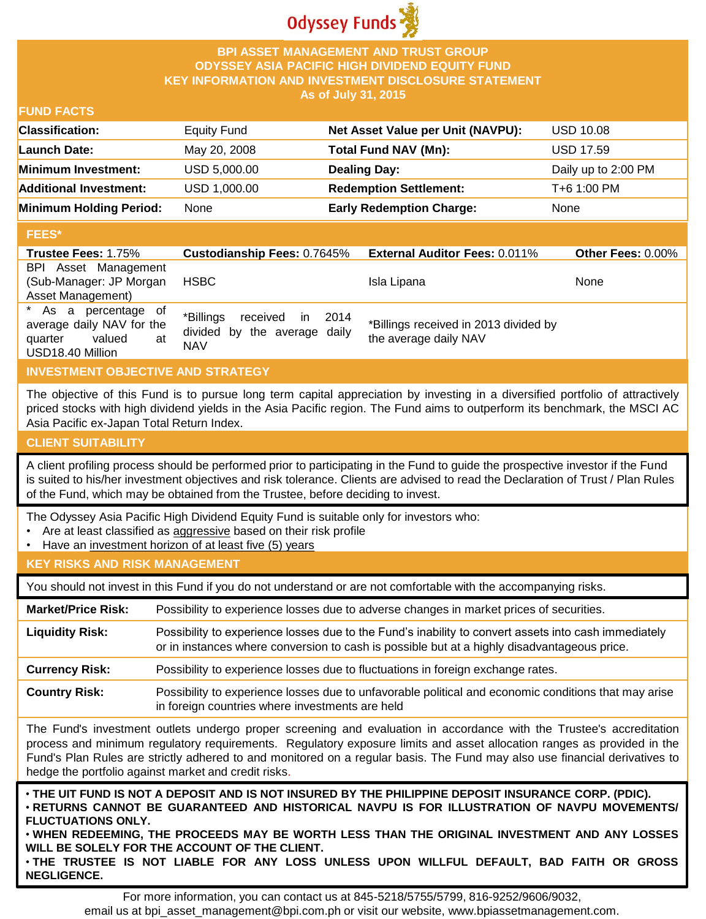Odyssey Funds

# BPI ASSET MANAGEMENT AND TRUST GROUP
# ODYSSEY ASIA PACIFIC HIGH DIVIDEND EQUITY FUND
# KEY INFORMATION AND INVESTMENT DISCLOSURE STATEMENT
**As of July 31, 2015**

## FUND FACTS

| | | | |
|---|---|---|---|
| **Classification:** | Equity Fund | **Net Asset Value per Unit (NAVPU):** | USD 10.08 |
| **Launch Date:** | May 20, 2008 | **Total Fund NAV (Mn):** | USD 17.59 |
| **Minimum Investment:** | USD 5,000.00 | **Dealing Day:** | Daily up to 2:00 PM |
| **Additional Investment:** | USD 1,000.00 | **Redemption Settlement:** | T+6 1:00 PM |
| **Minimum Holding Period:** | None | **Early Redemption Charge:** | None |

## FEES*

| **Trustee Fees:** 1.75% | **Custodianship Fees:** 0.7645% | **External Auditor Fees:** 0.011% | **Other Fees:** 0.00% |
|---|---|---|---|
| BPI Asset Management (Sub-Manager: JP Morgan Asset Management) | HSBC | Isla Lipana | None |
| * As a percentage of average daily NAV for the quarter valued at USD18.40 Million | *Billings received in 2014 divided by the average daily NAV | *Billings received in 2013 divided by the average daily NAV | |

## INVESTMENT OBJECTIVE AND STRATEGY

The objective of this Fund is to pursue long term capital appreciation by investing in a diversified portfolio of attractively priced stocks with high dividend yields in the Asia Pacific region. The Fund aims to outperform its benchmark, the MSCI AC Asia Pacific ex-Japan Total Return Index.

## CLIENT SUITABILITY

A client profiling process should be performed prior to participating in the Fund to guide the prospective investor if the Fund is suited to his/her investment objectives and risk tolerance. Clients are advised to read the Declaration of Trust / Plan Rules of the Fund, which may be obtained from the Trustee, before deciding to invest.

The Odyssey Asia Pacific High Dividend Equity Fund is suitable only for investors who:

- Are at least classified as aggressive based on their risk profile
- Have an investment horizon of at least five (5) years

## KEY RISKS AND RISK MANAGEMENT

You should not invest in this Fund if you do not understand or are not comfortable with the accompanying risks.

| | |
|---|---|
| **Market/Price Risk:** | Possibility to experience losses due to adverse changes in market prices of securities. |
| **Liquidity Risk:** | Possibility to experience losses due to the Fund's inability to convert assets into cash immediately or in instances where conversion to cash is possible but at a highly disadvantageous price. |
| **Currency Risk:** | Possibility to experience losses due to fluctuations in foreign exchange rates. |
| **Country Risk:** | Possibility to experience losses due to unfavorable political and economic conditions that may arise in foreign countries where investments are held |

The Fund's investment outlets undergo proper screening and evaluation in accordance with the Trustee's accreditation process and minimum regulatory requirements. Regulatory exposure limits and asset allocation ranges as provided in the Fund's Plan Rules are strictly adhered to and monitored on a regular basis. The Fund may also use financial derivatives to hedge the portfolio against market and credit risks.

- **THE UIT FUND IS NOT A DEPOSIT AND IS NOT INSURED BY THE PHILIPPINE DEPOSIT INSURANCE CORP. (PDIC).**
- **RETURNS CANNOT BE GUARANTEED AND HISTORICAL NAVPU IS FOR ILLUSTRATION OF NAVPU MOVEMENTS/ FLUCTUATIONS ONLY.**
- **WHEN REDEEMING, THE PROCEEDS MAY BE WORTH LESS THAN THE ORIGINAL INVESTMENT AND ANY LOSSES WILL BE SOLELY FOR THE ACCOUNT OF THE CLIENT.**
- **THE TRUSTEE IS NOT LIABLE FOR ANY LOSS UNLESS UPON WILLFUL DEFAULT, BAD FAITH OR GROSS NEGLIGENCE.**

For more information, you can contact us at 845-5218/5755/5799, 816-9252/9606/9032, email us at bpi_asset_management@bpi.com.ph or visit our website, www.bpiassetmanagement.com.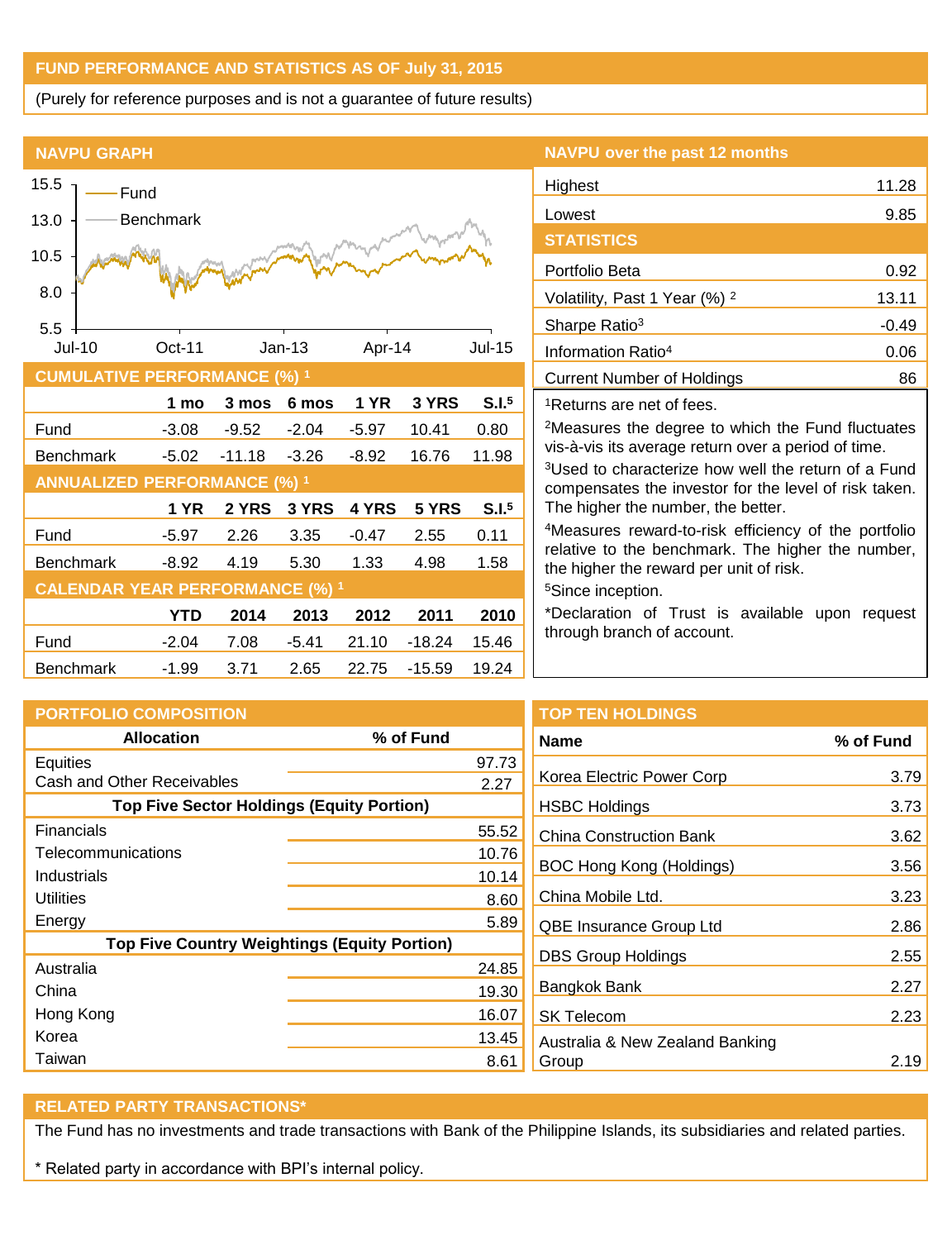## FUND PERFORMANCE AND STATISTICS AS OF July 31, 2015

(Purely for reference purposes and is not a guarantee of future results)

### NAVPU GRAPH

### CUMULATIVE PERFORMANCE (%) [1]

| | 1 mo | 3 mos | 6 mos | 1 YR | 3 YRS | S.I.[5] |
|---|---|---|---|---|---|---|
| Fund | -3.08 | -9.52 | -2.04 | -5.97 | 10.41 | 0.80 |
| Benchmark | -5.02 | -11.18 | -3.26 | -8.92 | 16.76 | 11.98 |

### ANNUALIZED PERFORMANCE (%) [1]

| | 1 YR | 2 YRS | 3 YRS | 4 YRS | 5 YRS | S.I.[5] |
|---|---|---|---|---|---|---|
| Fund | -5.97 | 2.26 | 3.35 | -0.47 | 2.55 | 0.11 |
| Benchmark | -8.92 | 4.19 | 5.30 | 1.33 | 4.98 | 1.58 |

### CALENDAR YEAR PERFORMANCE (%) [1]

| | YTD | 2014 | 2013 | 2012 | 2011 | 2010 |
|---|---|---|---|---|---|---|
| Fund | -2.04 | 7.08 | -5.41 | 21.10 | -18.24 | 15.46 |
| Benchmark | -1.99 | 3.71 | 2.65 | 22.75 | -15.59 | 19.24 |

### NAVPU over the past 12 months

| | |
|---|---|
| Highest | 11.28 |
| Lowest | 9.85 |

### STATISTICS

| | |
|---|---|
| Portfolio Beta | 0.92 |
| Volatility, Past 1 Year (%) [2] | 13.11 |
| Sharpe Ratio[3] | -0.49 |
| Information Ratio[4] | 0.06 |
| Current Number of Holdings | 86 |

[1]Returns are net of fees.

[2]Measures the degree to which the Fund fluctuates vis-à-vis its average return over a period of time.

[3]Used to characterize how well the return of a Fund compensates the investor for the level of risk taken. The higher the number, the better.

[4]Measures reward-to-risk efficiency of the portfolio relative to the benchmark. The higher the number, the higher the reward per unit of risk.

[5]Since inception.

*Declaration of Trust is available upon request through branch of account.

### PORTFOLIO COMPOSITION

| Allocation | % of Fund |
|---|---|
| Equities | 97.73 |
| Cash and Other Receivables | 2.27 |
| **Top Five Sector Holdings (Equity Portion)** | |
| Financials | 55.52 |
| Telecommunications | 10.76 |
| Industrials | 10.14 |
| Utilities | 8.60 |
| Energy | 5.89 |
| **Top Five Country Weightings (Equity Portion)** | |
| Australia | 24.85 |
| China | 19.30 |
| Hong Kong | 16.07 |
| Korea | 13.45 |
| Taiwan | 8.61 |

### TOP TEN HOLDINGS

| Name | % of Fund |
|---|---|
| Korea Electric Power Corp | 3.79 |
| HSBC Holdings | 3.73 |
| China Construction Bank | 3.62 |
| BOC Hong Kong (Holdings) | 3.56 |
| China Mobile Ltd. | 3.23 |
| QBE Insurance Group Ltd | 2.86 |
| DBS Group Holdings | 2.55 |
| Bangkok Bank | 2.27 |
| SK Telecom | 2.23 |
| Australia & New Zealand Banking Group | 2.19 |

### RELATED PARTY TRANSACTIONS*

The Fund has no investments and trade transactions with Bank of the Philippine Islands, its subsidiaries and related parties.

* Related party in accordance with BPI's internal policy.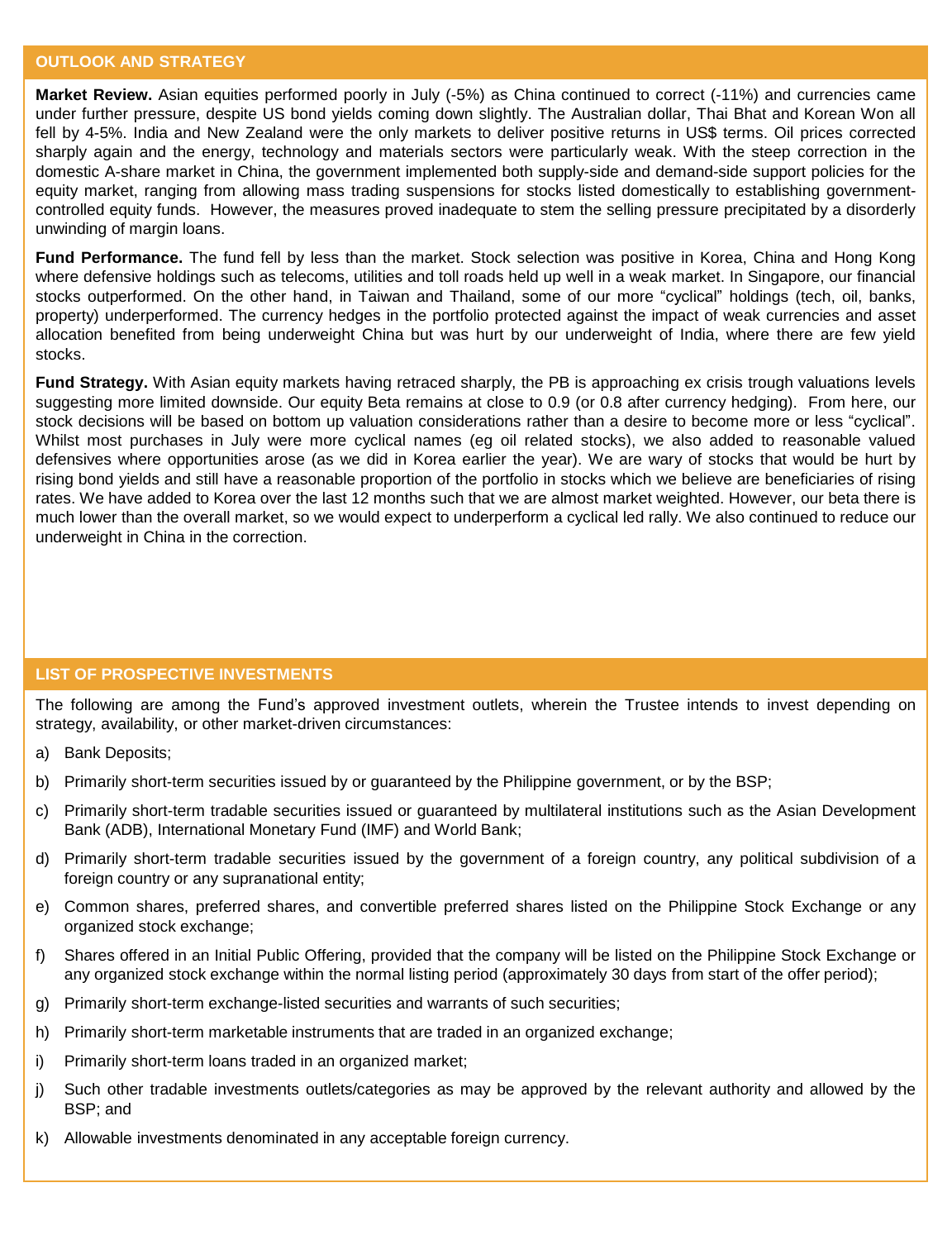## OUTLOOK AND STRATEGY

**Market Review.** Asian equities performed poorly in July (-5%) as China continued to correct (-11%) and currencies came under further pressure, despite US bond yields coming down slightly. The Australian dollar, Thai Bhat and Korean Won all fell by 4-5%. India and New Zealand were the only markets to deliver positive returns in US$ terms. Oil prices corrected sharply again and the energy, technology and materials sectors were particularly weak. With the steep correction in the domestic A-share market in China, the government implemented both supply-side and demand-side support policies for the equity market, ranging from allowing mass trading suspensions for stocks listed domestically to establishing government-controlled equity funds. However, the measures proved inadequate to stem the selling pressure precipitated by a disorderly unwinding of margin loans.

**Fund Performance.** The fund fell by less than the market. Stock selection was positive in Korea, China and Hong Kong where defensive holdings such as telecoms, utilities and toll roads held up well in a weak market. In Singapore, our financial stocks outperformed. On the other hand, in Taiwan and Thailand, some of our more "cyclical" holdings (tech, oil, banks, property) underperformed. The currency hedges in the portfolio protected against the impact of weak currencies and asset allocation benefited from being underweight China but was hurt by our underweight of India, where there are few yield stocks.

**Fund Strategy.** With Asian equity markets having retraced sharply, the PB is approaching ex crisis trough valuations levels suggesting more limited downside. Our equity Beta remains at close to 0.9 (or 0.8 after currency hedging). From here, our stock decisions will be based on bottom up valuation considerations rather than a desire to become more or less "cyclical". Whilst most purchases in July were more cyclical names (eg oil related stocks), we also added to reasonable valued defensives where opportunities arose (as we did in Korea earlier the year). We are wary of stocks that would be hurt by rising bond yields and still have a reasonable proportion of the portfolio in stocks which we believe are beneficiaries of rising rates. We have added to Korea over the last 12 months such that we are almost market weighted. However, our beta there is much lower than the overall market, so we would expect to underperform a cyclical led rally. We also continued to reduce our underweight in China in the correction.

## LIST OF PROSPECTIVE INVESTMENTS

The following are among the Fund's approved investment outlets, wherein the Trustee intends to invest depending on strategy, availability, or other market-driven circumstances:

a) Bank Deposits;

b) Primarily short-term securities issued by or guaranteed by the Philippine government, or by the BSP;

c) Primarily short-term tradable securities issued or guaranteed by multilateral institutions such as the Asian Development Bank (ADB), International Monetary Fund (IMF) and World Bank;

d) Primarily short-term tradable securities issued by the government of a foreign country, any political subdivision of a foreign country or any supranational entity;

e) Common shares, preferred shares, and convertible preferred shares listed on the Philippine Stock Exchange or any organized stock exchange;

f) Shares offered in an Initial Public Offering, provided that the company will be listed on the Philippine Stock Exchange or any organized stock exchange within the normal listing period (approximately 30 days from start of the offer period);

g) Primarily short-term exchange-listed securities and warrants of such securities;

h) Primarily short-term marketable instruments that are traded in an organized exchange;

i) Primarily short-term loans traded in an organized market;

j) Such other tradable investments outlets/categories as may be approved by the relevant authority and allowed by the BSP; and

k) Allowable investments denominated in any acceptable foreign currency.